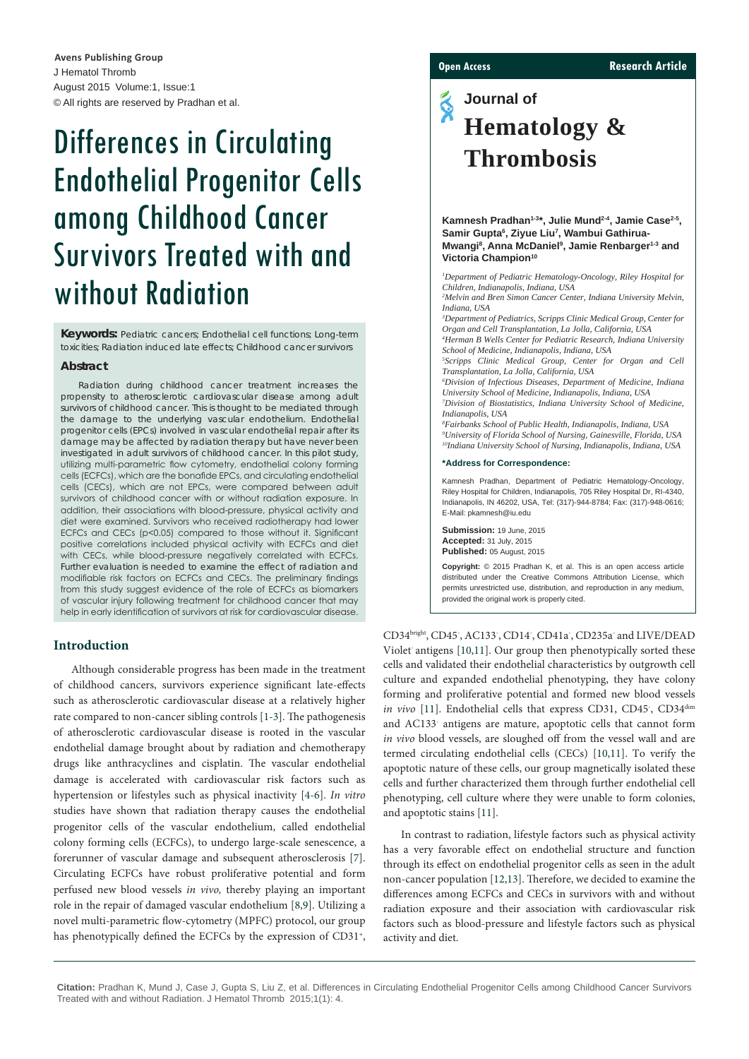# Differences in Circulating Endothelial Progenitor Cells among Childhood Cancer Survivors Treated with and without Radiation

Open Access | Research Article

Journal of Hematology & Thrombosis

**Kamnesh Pradhan[1-3]*, Julie Mund[2-4], Jamie Case[2-5], Samir Gupta[6], Ziyue Liu[7], Wambui Gathirua-Mwangi[8], Anna McDaniel[9], Jamie Renbarger[1-3] and Victoria Champion[10]**

[1]*Department of Pediatric Hematology-Oncology, Riley Hospital for Children, Indianapolis, Indiana, USA*
[2]*Melvin and Bren Simon Cancer Center, Indiana University Melvin, Indiana, USA*
[3]*Department of Pediatrics, Scripps Clinic Medical Group, Center for Organ and Cell Transplantation, La Jolla, California, USA*
[4]*Herman B Wells Center for Pediatric Research, Indiana University School of Medicine, Indianapolis, Indiana, USA*
[5]*Scripps Clinic Medical Group, Center for Organ and Cell Transplantation, La Jolla, California, USA*
[6]*Division of Infectious Diseases, Department of Medicine, Indiana University School of Medicine, Indianapolis, Indiana, USA*
[7]*Division of Biostatistics, Indiana University School of Medicine, Indianapolis, USA*
[8]*Fairbanks School of Public Health, Indianapolis, Indiana, USA*
[9]*University of Florida School of Nursing, Gainesville, Florida, USA*
[10]*Indiana University School of Nursing, Indianapolis, Indiana, USA*

**\*Address for Correspondence:**

Kamnesh Pradhan, Department of Pediatric Hematology-Oncology, Riley Hospital for Children, Indianapolis, 705 Riley Hospital Dr, RI-4340, Indianapolis, IN 46202, USA, Tel: (317)-944-8784; Fax: (317)-948-0616; E-Mail: pkamnesh@iu.edu

**Submission:** 19 June, 2015
**Accepted:** 31 July, 2015
**Published:** 05 August, 2015

**Copyright:** © 2015 Pradhan K, et al. This is an open access article distributed under the Creative Commons Attribution License, which permits unrestricted use, distribution, and reproduction in any medium, provided the original work is properly cited.

**Keywords:** Pediatric cancers; Endothelial cell functions; Long-term toxicities; Radiation induced late effects; Childhood cancer survivors

## Abstract

Radiation during childhood cancer treatment increases the propensity to atherosclerotic cardiovascular disease among adult survivors of childhood cancer. This is thought to be mediated through the damage to the underlying vascular endothelium. Endothelial progenitor cells (EPCs) involved in vascular endothelial repair after its damage may be affected by radiation therapy but have never been investigated in adult survivors of childhood cancer. In this pilot study, utilizing multi-parametric flow cytometry, endothelial colony forming cells (ECFCs), which are the bonafide EPCs, and circulating endothelial cells (CECs), which are not EPCs, were compared between adult survivors of childhood cancer with or without radiation exposure. In addition, their associations with blood-pressure, physical activity and diet were examined. Survivors who received radiotherapy had lower ECFCs and CECs ($p<0.05$) compared to those without it. Significant positive correlations included physical activity with ECFCs and diet with CECs, while blood-pressure negatively correlated with ECFCs. Further evaluation is needed to examine the effect of radiation and modifiable risk factors on ECFCs and CECs. The preliminary findings from this study suggest evidence of the role of ECFCs as biomarkers of vascular injury following treatment for childhood cancer that may help in early identification of survivors at risk for cardiovascular disease.

## Introduction

Although considerable progress has been made in the treatment of childhood cancers, survivors experience significant late-effects such as atherosclerotic cardiovascular disease at a relatively higher rate compared to non-cancer sibling controls [1-3]. The pathogenesis of atherosclerotic cardiovascular disease is rooted in the vascular endothelial damage brought about by radiation and chemotherapy drugs like anthracyclines and cisplatin. The vascular endothelial damage is accelerated with cardiovascular risk factors such as hypertension or lifestyles such as physical inactivity [4-6]. *In vitro* studies have shown that radiation therapy causes the endothelial progenitor cells of the vascular endothelium, called endothelial colony forming cells (ECFCs), to undergo large-scale senescence, a forerunner of vascular damage and subsequent atherosclerosis [7]. Circulating ECFCs have robust proliferative potential and form perfused new blood vessels *in vivo,* thereby playing an important role in the repair of damaged vascular endothelium [8,9]. Utilizing a novel multi-parametric flow-cytometry (MPFC) protocol, our group has phenotypically defined the ECFCs by the expression of $CD31^{+}$, $CD34^{bright}$, $CD45^{-}$, $AC133^{-}$, $CD14^{-}$, $CD41a^{-}$, $CD235a^{-}$ and LIVE/DEAD $Violet^{-}$ antigens [10,11]. Our group then phenotypically sorted these cells and validated their endothelial characteristics by outgrowth cell culture and expanded endothelial phenotyping, they have colony forming and proliferative potential and formed new blood vessels *in vivo* [11]. Endothelial cells that express CD31, $CD45^{-}$, $CD34^{dim}$ and $AC133^{-}$ antigens are mature, apoptotic cells that cannot form *in vivo* blood vessels, are sloughed off from the vessel wall and are termed circulating endothelial cells (CECs) [10,11]. To verify the apoptotic nature of these cells, our group magnetically isolated these cells and further characterized them through further endothelial cell phenotyping, cell culture where they were unable to form colonies, and apoptotic stains [11].

In contrast to radiation, lifestyle factors such as physical activity has a very favorable effect on endothelial structure and function through its effect on endothelial progenitor cells as seen in the adult non-cancer population [12,13]. Therefore, we decided to examine the differences among ECFCs and CECs in survivors with and without radiation exposure and their association with cardiovascular risk factors such as blood-pressure and lifestyle factors such as physical activity and diet.

**Citation:** Pradhan K, Mund J, Case J, Gupta S, Liu Z, et al. Differences in Circulating Endothelial Progenitor Cells among Childhood Cancer Survivors Treated with and without Radiation. J Hematol Thromb 2015;1(1): 4.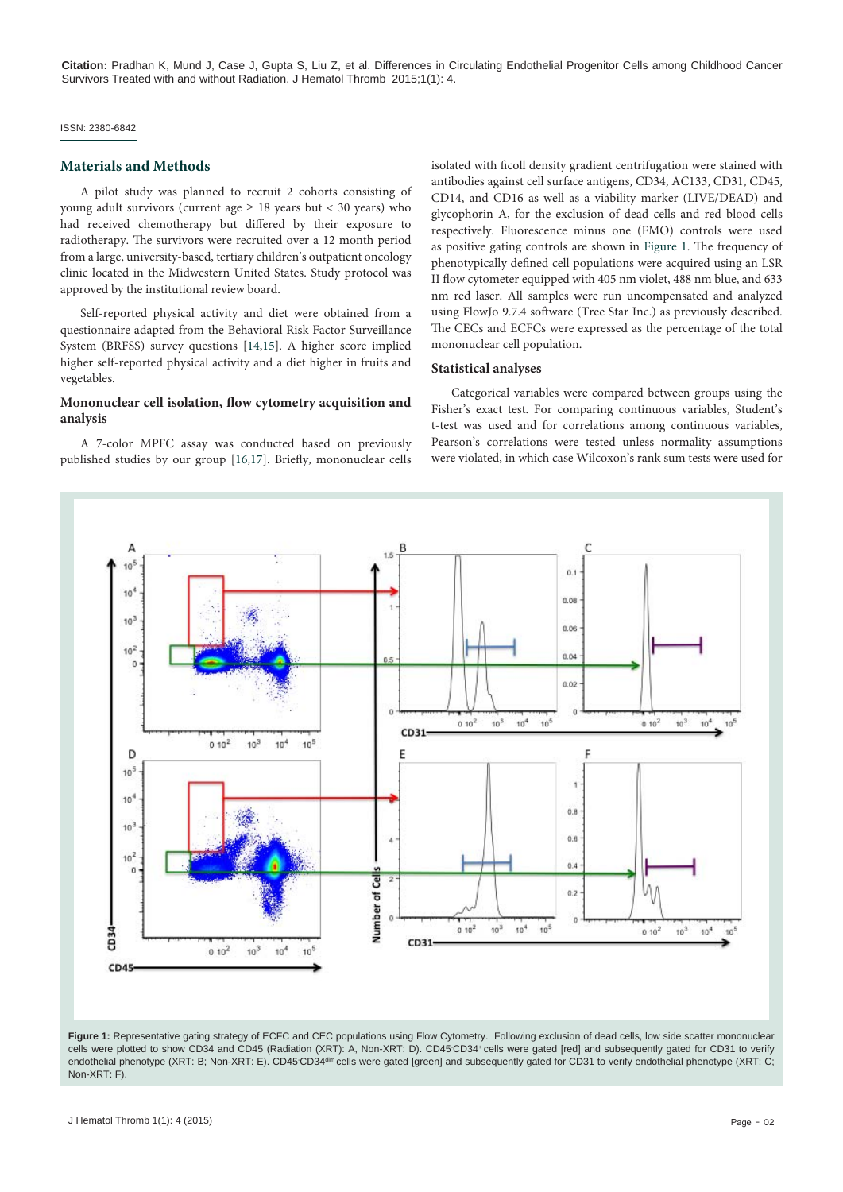ISSN: 2380-6842

## Materials and Methods

A pilot study was planned to recruit 2 cohorts consisting of young adult survivors (current age ≥ 18 years but < 30 years) who had received chemotherapy but differed by their exposure to radiotherapy. The survivors were recruited over a 12 month period from a large, university-based, tertiary children's outpatient oncology clinic located in the Midwestern United States. Study protocol was approved by the institutional review board.

Self-reported physical activity and diet were obtained from a questionnaire adapted from the Behavioral Risk Factor Surveillance System (BRFSS) survey questions [14,15]. A higher score implied higher self-reported physical activity and a diet higher in fruits and vegetables.

### Mononuclear cell isolation, flow cytometry acquisition and analysis

A 7-color MPFC assay was conducted based on previously published studies by our group [16,17]. Briefly, mononuclear cells isolated with ficoll density gradient centrifugation were stained with antibodies against cell surface antigens, CD34, AC133, CD31, CD45, CD14, and CD16 as well as a viability marker (LIVE/DEAD) and glycophorin A, for the exclusion of dead cells and red blood cells respectively. Fluorescence minus one (FMO) controls were used as positive gating controls are shown in Figure 1. The frequency of phenotypically defined cell populations were acquired using an LSR II flow cytometer equipped with 405 nm violet, 488 nm blue, and 633 nm red laser. All samples were run uncompensated and analyzed using FlowJo 9.7.4 software (Tree Star Inc.) as previously described. The CECs and ECFCs were expressed as the percentage of the total mononuclear cell population.

### Statistical analyses

Categorical variables were compared between groups using the Fisher's exact test. For comparing continuous variables, Student's t-test was used and for correlations among continuous variables, Pearson's correlations were tested unless normality assumptions were violated, in which case Wilcoxon's rank sum tests were used for

**Figure 1:** Representative gating strategy of ECFC and CEC populations using Flow Cytometry. Following exclusion of dead cells, low side scatter mononuclear cells were plotted to show CD34 and CD45 (Radiation (XRT): A, Non-XRT: D). CD45$^-$CD34$^+$ cells were gated [red] and subsequently gated for CD31 to verify endothelial phenotype (XRT: B; Non-XRT: E). CD45$^-$CD34$^{dim}$ cells were gated [green] and subsequently gated for CD31 to verify endothelial phenotype (XRT: C; Non-XRT: F).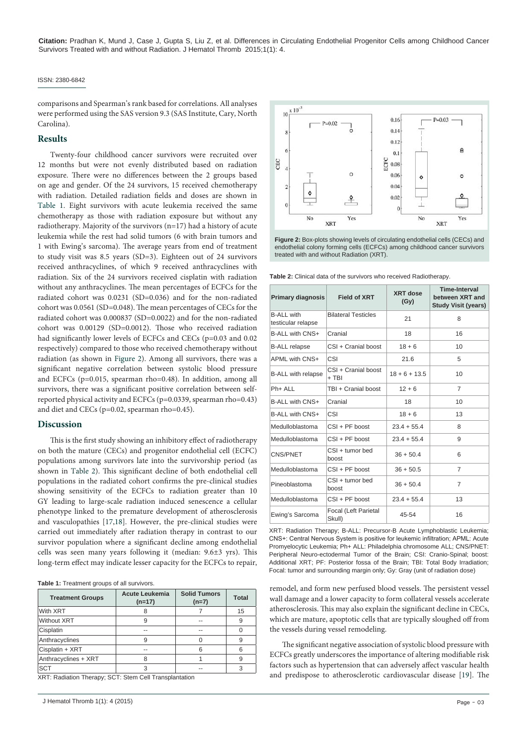comparisons and Spearman's rank based for correlations. All analyses were performed using the SAS version 9.3 (SAS Institute, Cary, North Carolina).

## Results

Twenty-four childhood cancer survivors were recruited over 12 months but were not evenly distributed based on radiation exposure. There were no differences between the 2 groups based on age and gender. Of the 24 survivors, 15 received chemotherapy with radiation. Detailed radiation fields and doses are shown in Table 1. Eight survivors with acute leukemia received the same chemotherapy as those with radiation exposure but without any radiotherapy. Majority of the survivors (n=17) had a history of acute leukemia while the rest had solid tumors (6 with brain tumors and 1 with Ewing's sarcoma). The average years from end of treatment to study visit was 8.5 years (SD=3). Eighteen out of 24 survivors received anthracyclines, of which 9 received anthracyclines with radiation. Six of the 24 survivors received cisplatin with radiation without any anthracyclines. The mean percentages of ECFCs for the radiated cohort was 0.0231 (SD=0.036) and for the non-radiated cohort was 0.0561 (SD=0.048). The mean percentages of CECs for the radiated cohort was 0.000837 (SD=0.0022) and for the non-radiated cohort was 0.00129 (SD=0.0012). Those who received radiation had significantly lower levels of ECFCs and CECs (p=0.03 and 0.02 respectively) compared to those who received chemotherapy without radiation (as shown in Figure 2). Among all survivors, there was a significant negative correlation between systolic blood pressure and ECFCs (p=0.015, spearman rho=0.48). In addition, among all survivors, there was a significant positive correlation between self-reported physical activity and ECFCs (p=0.0339, spearman rho=0.43) and diet and CECs (p=0.02, spearman rho=0.45).

**Figure 2:** Box-plots showing levels of circulating endothelial cells (CECs) and endothelial colony forming cells (ECFCs) among childhood cancer survivors treated with and without Radiation (XRT).

## Discussion

This is the first study showing an inhibitory effect of radiotherapy on both the mature (CECs) and progenitor endothelial cell (ECFC) populations among survivors late into the survivorship period (as shown in Table 2). This significant decline of both endothelial cell populations in the radiated cohort confirms the pre-clinical studies showing sensitivity of the ECFCs to radiation greater than 10 GY leading to large-scale radiation induced senescence a cellular phenotype linked to the premature development of atherosclerosis and vasculopathies [17,18]. However, the pre-clinical studies were carried out immediately after radiation therapy in contrast to our survivor population where a significant decline among endothelial cells was seen many years following it (median: 9.6±3 yrs). This long-term effect may indicate lesser capacity for the ECFCs to repair, remodel, and form new perfused blood vessels. The persistent vessel wall damage and a lower capacity to form collateral vessels accelerate atherosclerosis. This may also explain the significant decline in CECs, which are mature, apoptotic cells that are typically sloughed off from the vessels during vessel remodeling.

The significant negative association of systolic blood pressure with ECFCs greatly underscores the importance of altering modifiable risk factors such as hypertension that can adversely affect vascular health and predispose to atherosclerotic cardiovascular disease [19]. The

**Table 1:** Treatment groups of all survivors.

| Treatment Groups | Acute Leukemia (n=17) | Solid Tumors (n=7) | Total |
|---|---|---|---|
| With XRT | 8 | 7 | 15 |
| Without XRT | 9 | -- | 9 |
| Cisplatin | -- | -- | 0 |
| Anthracyclines | 9 | 0 | 9 |
| Cisplatin + XRT | -- | 6 | 6 |
| Anthracyclines + XRT | 8 | 1 | 9 |
| SCT | 3 | -- | 3 |

XRT: Radiation Therapy; SCT: Stem Cell Transplantation

**Table 2:** Clinical data of the survivors who received Radiotherapy.

| Primary diagnosis | Field of XRT | XRT dose (Gy) | Time-Interval between XRT and Study Visit (years) |
|---|---|---|---|
| B-ALL with testicular relapse | Bilateral Testicles | 21 | 8 |
| B-ALL with CNS+ | Cranial | 18 | 16 |
| B-ALL relapse | CSI + Cranial boost | 18 + 6 | 10 |
| APML with CNS+ | CSI | 21.6 | 5 |
| B-ALL with relapse | CSI + Cranial boost + TBI | 18 + 6 + 13.5 | 10 |
| Ph+ ALL | TBI + Cranial boost | 12 + 6 | 7 |
| B-ALL with CNS+ | Cranial | 18 | 10 |
| B-ALL with CNS+ | CSI | 18 + 6 | 13 |
| Medulloblastoma | CSI + PF boost | 23.4 + 55.4 | 8 |
| Medulloblastoma | CSI + PF boost | 23.4 + 55.4 | 9 |
| CNS/PNET | CSI + tumor bed boost | 36 + 50.4 | 6 |
| Medulloblastoma | CSI + PF boost | 36 + 50.5 | 7 |
| Pineoblastoma | CSI + tumor bed boost | 36 + 50.4 | 7 |
| Medulloblastoma | CSI + PF boost | 23.4 + 55.4 | 13 |
| Ewing's Sarcoma | Focal (Left Parietal Skull) | 45-54 | 16 |

XRT: Radiation Therapy; B-ALL: Precursor-B Acute Lymphoblastic Leukemia; CNS+: Central Nervous System is positive for leukemic infiltration; APML: Acute Promyelocytic Leukemia; Ph+ ALL: Philadelphia chromosome ALL; CNS/PNET: Peripheral Neuro-ectodermal Tumor of the Brain; CSI: Cranio-Spinal; boost: Additional XRT; PF: Posterior fossa of the Brain; TBI: Total Body Irradiation; Focal: tumor and surrounding margin only; Gy: Gray (unit of radiation dose)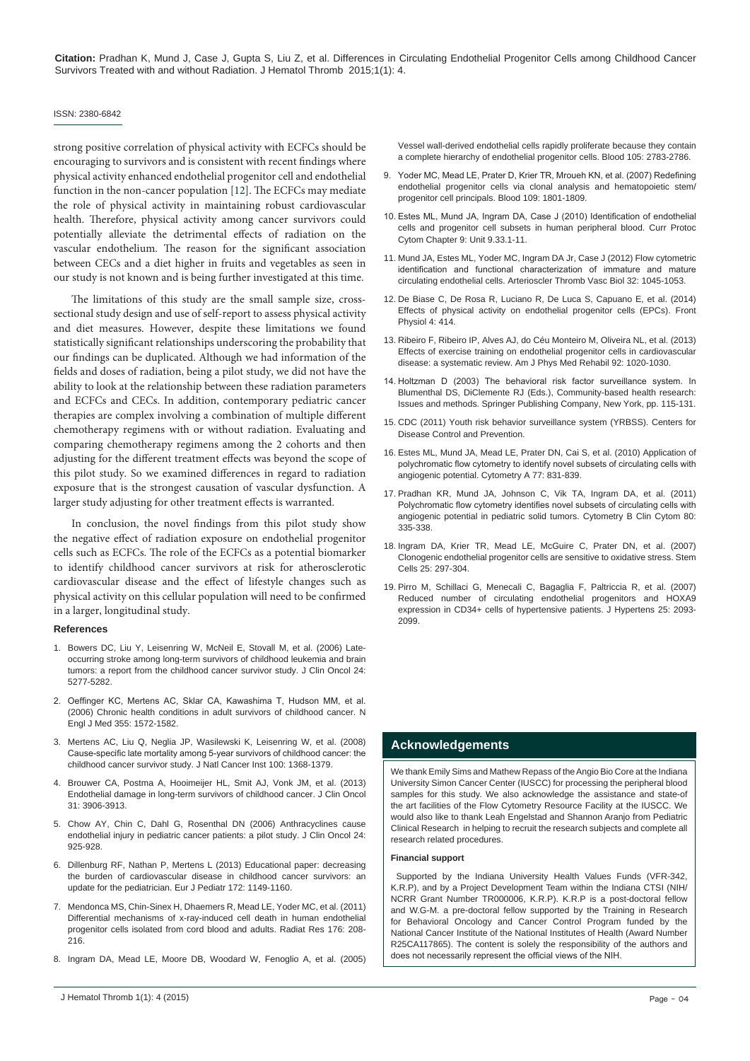strong positive correlation of physical activity with ECFCs should be encouraging to survivors and is consistent with recent findings where physical activity enhanced endothelial progenitor cell and endothelial function in the non-cancer population [12]. The ECFCs may mediate the role of physical activity in maintaining robust cardiovascular health. Therefore, physical activity among cancer survivors could potentially alleviate the detrimental effects of radiation on the vascular endothelium. The reason for the significant association between CECs and a diet higher in fruits and vegetables as seen in our study is not known and is being further investigated at this time.

The limitations of this study are the small sample size, cross-sectional study design and use of self-report to assess physical activity and diet measures. However, despite these limitations we found statistically significant relationships underscoring the probability that our findings can be duplicated. Although we had information of the fields and doses of radiation, being a pilot study, we did not have the ability to look at the relationship between these radiation parameters and ECFCs and CECs. In addition, contemporary pediatric cancer therapies are complex involving a combination of multiple different chemotherapy regimens with or without radiation. Evaluating and comparing chemotherapy regimens among the 2 cohorts and then adjusting for the different treatment effects was beyond the scope of this pilot study. So we examined differences in regard to radiation exposure that is the strongest causation of vascular dysfunction. A larger study adjusting for other treatment effects is warranted.

In conclusion, the novel findings from this pilot study show the negative effect of radiation exposure on endothelial progenitor cells such as ECFCs. The role of the ECFCs as a potential biomarker to identify childhood cancer survivors at risk for atherosclerotic cardiovascular disease and the effect of lifestyle changes such as physical activity on this cellular population will need to be confirmed in a larger, longitudinal study.

## References

1. Bowers DC, Liu Y, Leisenring W, McNeil E, Stovall M, et al. (2006) Late-occurring stroke among long-term survivors of childhood leukemia and brain tumors: a report from the childhood cancer survivor study. J Clin Oncol 24: 5277-5282.
2. Oeffinger KC, Mertens AC, Sklar CA, Kawashima T, Hudson MM, et al. (2006) Chronic health conditions in adult survivors of childhood cancer. N Engl J Med 355: 1572-1582.
3. Mertens AC, Liu Q, Neglia JP, Wasilewski K, Leisenring W, et al. (2008) Cause-specific late mortality among 5-year survivors of childhood cancer: the childhood cancer survivor study. J Natl Cancer Inst 100: 1368-1379.
4. Brouwer CA, Postma A, Hooimeijer HL, Smit AJ, Vonk JM, et al. (2013) Endothelial damage in long-term survivors of childhood cancer. J Clin Oncol 31: 3906-3913.
5. Chow AY, Chin C, Dahl G, Rosenthal DN (2006) Anthracyclines cause endothelial injury in pediatric cancer patients: a pilot study. J Clin Oncol 24: 925-928.
6. Dillenburg RF, Nathan P, Mertens L (2013) Educational paper: decreasing the burden of cardiovascular disease in childhood cancer survivors: an update for the pediatrician. Eur J Pediatr 172: 1149-1160.
7. Mendonca MS, Chin-Sinex H, Dhaemers R, Mead LE, Yoder MC, et al. (2011) Differential mechanisms of x-ray-induced cell death in human endothelial progenitor cells isolated from cord blood and adults. Radiat Res 176: 208-216.
8. Ingram DA, Mead LE, Moore DB, Woodard W, Fenoglio A, et al. (2005) Vessel wall-derived endothelial cells rapidly proliferate because they contain a complete hierarchy of endothelial progenitor cells. Blood 105: 2783-2786.
9. Yoder MC, Mead LE, Prater D, Krier TR, Mroueh KN, et al. (2007) Redefining endothelial progenitor cells via clonal analysis and hematopoietic stem/progenitor cell principals. Blood 109: 1801-1809.
10. Estes ML, Mund JA, Ingram DA, Case J (2010) Identification of endothelial cells and progenitor cell subsets in human peripheral blood. Curr Protoc Cytom Chapter 9: Unit 9.33.1-11.
11. Mund JA, Estes ML, Yoder MC, Ingram DA Jr, Case J (2012) Flow cytometric identification and functional characterization of immature and mature circulating endothelial cells. Arterioscler Thromb Vasc Biol 32: 1045-1053.
12. De Biase C, De Rosa R, Luciano R, De Luca S, Capuano E, et al. (2014) Effects of physical activity on endothelial progenitor cells (EPCs). Front Physiol 4: 414.
13. Ribeiro F, Ribeiro IP, Alves AJ, do Céu Monteiro M, Oliveira NL, et al. (2013) Effects of exercise training on endothelial progenitor cells in cardiovascular disease: a systematic review. Am J Phys Med Rehabil 92: 1020-1030.
14. Holtzman D (2003) The behavioral risk factor surveillance system. In Blumenthal DS, DiClemente RJ (Eds.), Community-based health research: Issues and methods. Springer Publishing Company, New York, pp. 115-131.
15. CDC (2011) Youth risk behavior surveillance system (YRBSS). Centers for Disease Control and Prevention.
16. Estes ML, Mund JA, Mead LE, Prater DN, Cai S, et al. (2010) Application of polychromatic flow cytometry to identify novel subsets of circulating cells with angiogenic potential. Cytometry A 77: 831-839.
17. Pradhan KR, Mund JA, Johnson C, Vik TA, Ingram DA, et al. (2011) Polychromatic flow cytometry identifies novel subsets of circulating cells with angiogenic potential in pediatric solid tumors. Cytometry B Clin Cytom 80: 335-338.
18. Ingram DA, Krier TR, Mead LE, McGuire C, Prater DN, et al. (2007) Clonogenic endothelial progenitor cells are sensitive to oxidative stress. Stem Cells 25: 297-304.
19. Pirro M, Schillaci G, Menecali C, Bagaglia F, Paltriccia R, et al. (2007) Reduced number of circulating endothelial progenitors and HOXA9 expression in CD34+ cells of hypertensive patients. J Hypertens 25: 2093-2099.

## Acknowledgements

We thank Emily Sims and Mathew Repass of the Angio Bio Core at the Indiana University Simon Cancer Center (IUSCC) for processing the peripheral blood samples for this study. We also acknowledge the assistance and state-of the art facilities of the Flow Cytometry Resource Facility at the IUSCC. We would also like to thank Leah Engelstad and Shannon Aranjo from Pediatric Clinical Research in helping to recruit the research subjects and complete all research related procedures.

### Financial support

Supported by the Indiana University Health Values Funds (VFR-342, K.R.P), and by a Project Development Team within the Indiana CTSI (NIH/NCRR Grant Number TR000006, K.R.P). K.R.P is a post-doctoral fellow and W.G-M. a pre-doctoral fellow supported by the Training in Research for Behavioral Oncology and Cancer Control Program funded by the National Cancer Institute of the National Institutes of Health (Award Number R25CA117865). The content is solely the responsibility of the authors and does not necessarily represent the official views of the NIH.